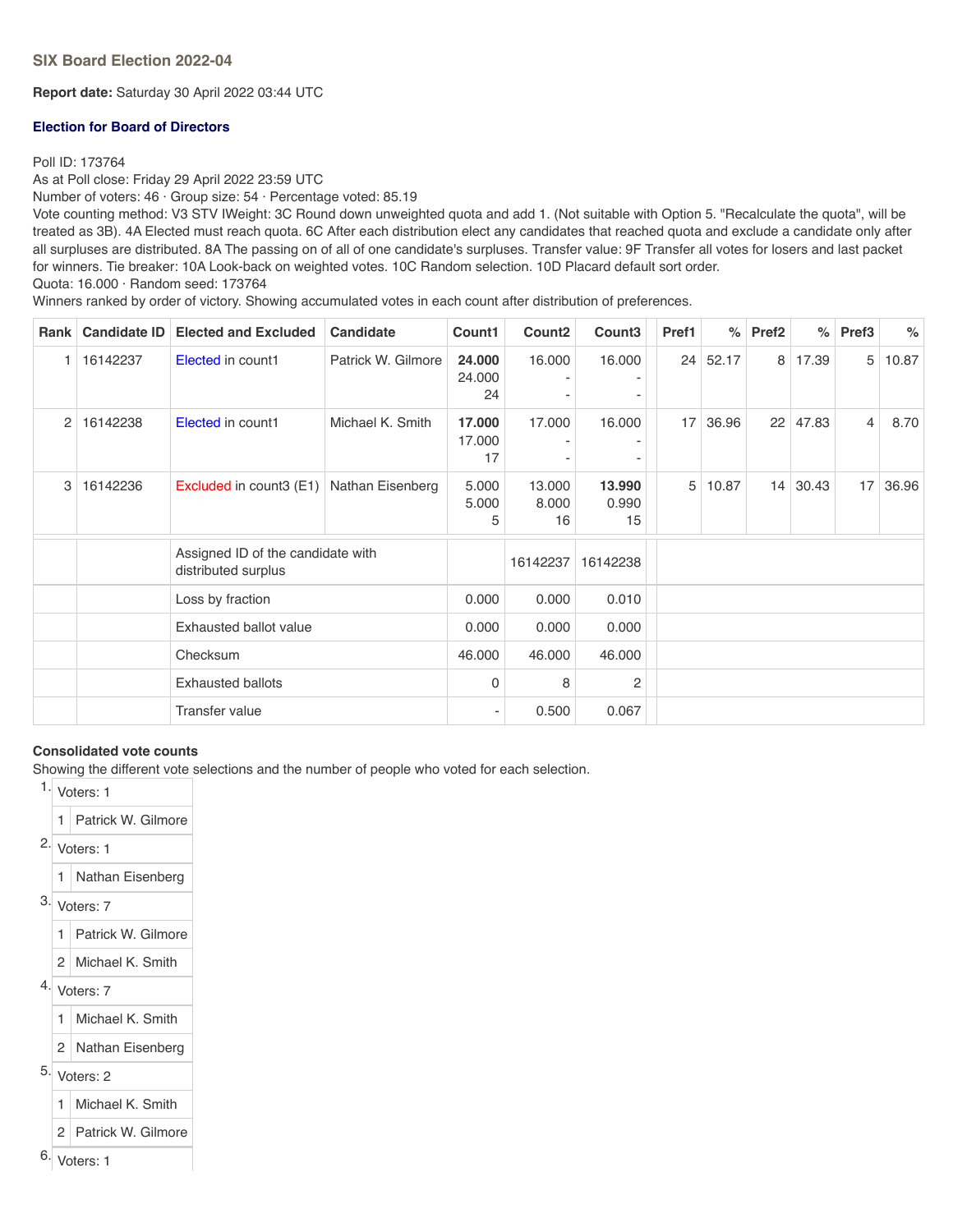### SIX Board Election 2022-04

**Report date:** Saturday 30 April 2022 03:44 UTC

**Election for Board of Directors**

Poll ID: 173764
As at Poll close: Friday 29 April 2022 23:59 UTC
Number of voters: 46 · Group size: 54 · Percentage voted: 85.19
Vote counting method: V3 STV IWeight: 3C Round down unweighted quota and add 1. (Not suitable with Option 5. "Recalculate the quota", will be treated as 3B). 4A Elected must reach quota. 6C After each distribution elect any candidates that reached quota and exclude a candidate only after all surpluses are distributed. 8A The passing on of all of one candidate's surpluses. Transfer value: 9F Transfer all votes for losers and last packet for winners. Tie breaker: 10A Look-back on weighted votes. 10C Random selection. 10D Placard default sort order.
Quota: 16.000 · Random seed: 173764
Winners ranked by order of victory. Showing accumulated votes in each count after distribution of preferences.

| Rank | Candidate ID | Elected and Excluded | Candidate | Count1 | Count2 | Count3 | Pref1 | % | Pref2 | % | Pref3 | % |
|---|---|---|---|---|---|---|---|---|---|---|---|---|
| 1 | 16142237 | Elected in count1 | Patrick W. Gilmore | **24.000**<br>24.000<br>24 | 16.000<br>-<br>- | 16.000<br>-<br>- | 24 | 52.17 | 8 | 17.39 | 5 | 10.87 |
| 2 | 16142238 | Elected in count1 | Michael K. Smith | **17.000**<br>17.000<br>17 | 17.000<br>-<br>- | 16.000<br>-<br>- | 17 | 36.96 | 22 | 47.83 | 4 | 8.70 |
| 3 | 16142236 | Excluded in count3 (E1) | Nathan Eisenberg | 5.000<br>5.000<br>5 | 13.000<br>8.000<br>16 | **13.990**<br>0.990<br>15 | 5 | 10.87 | 14 | 30.43 | 17 | 36.96 |
| | | Assigned ID of the candidate with distributed surplus | | | 16142237 | 16142238 | | | | | | |
| | | Loss by fraction | | 0.000 | 0.000 | 0.010 | | | | | | |
| | | Exhausted ballot value | | 0.000 | 0.000 | 0.000 | | | | | | |
| | | Checksum | | 46.000 | 46.000 | 46.000 | | | | | | |
| | | Exhausted ballots | | 0 | 8 | 2 | | | | | | |
| | | Transfer value | | - | 0.500 | 0.067 | | | | | | |

**Consolidated vote counts**
Showing the different vote selections and the number of people who voted for each selection.

1. Voters: 1
   1. Patrick W. Gilmore
2. Voters: 1
   1. Nathan Eisenberg
3. Voters: 7
   1. Patrick W. Gilmore
   2. Michael K. Smith
4. Voters: 7
   1. Michael K. Smith
   2. Nathan Eisenberg
5. Voters: 2
   1. Michael K. Smith
   2. Patrick W. Gilmore
6. Voters: 1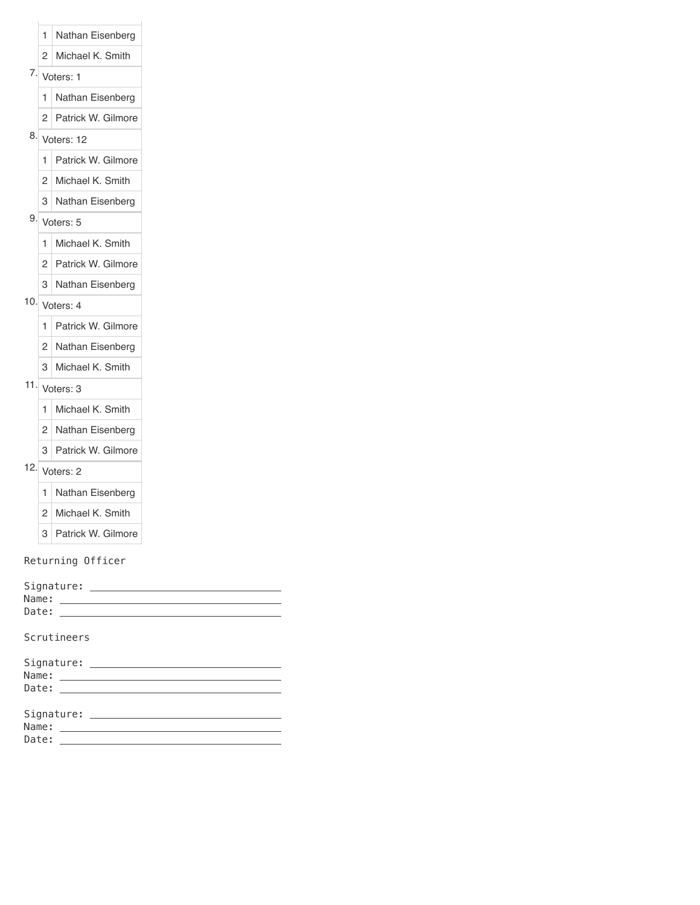| | |
|---|---|
| 1 | Nathan Eisenberg |
| 2 | Michael K. Smith |

7. Voters: 1

| | |
|---|---|
| 1 | Nathan Eisenberg |
| 2 | Patrick W. Gilmore |

8. Voters: 12

| | |
|---|---|
| 1 | Patrick W. Gilmore |
| 2 | Michael K. Smith |
| 3 | Nathan Eisenberg |

9. Voters: 5

| | |
|---|---|
| 1 | Michael K. Smith |
| 2 | Patrick W. Gilmore |
| 3 | Nathan Eisenberg |

10. Voters: 4

| | |
|---|---|
| 1 | Patrick W. Gilmore |
| 2 | Nathan Eisenberg |
| 3 | Michael K. Smith |

11. Voters: 3

| | |
|---|---|
| 1 | Michael K. Smith |
| 2 | Nathan Eisenberg |
| 3 | Patrick W. Gilmore |

12. Voters: 2

| | |
|---|---|
| 1 | Nathan Eisenberg |
| 2 | Michael K. Smith |
| 3 | Patrick W. Gilmore |

Returning Officer

Signature: ______________________________
Name: ______________________________
Date: ______________________________

Scrutineers

Signature: ______________________________
Name: ______________________________
Date: ______________________________

Signature: ______________________________
Name: ______________________________
Date: ______________________________